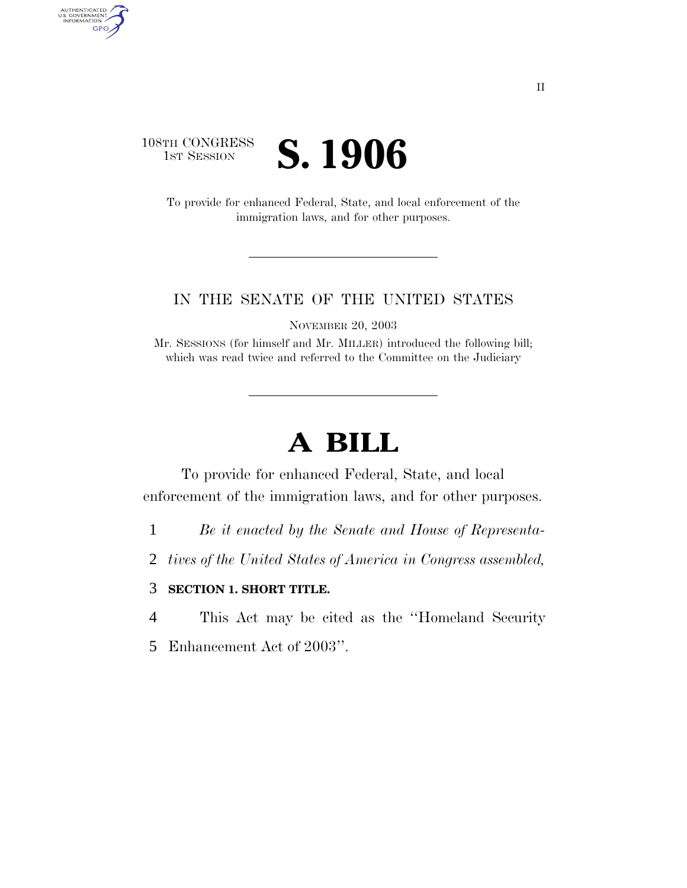108TH CONGRESS
1ST SESSION

# S. 1906

To provide for enhanced Federal, State, and local enforcement of the immigration laws, and for other purposes.

---

IN THE SENATE OF THE UNITED STATES

NOVEMBER 20, 2003

Mr. SESSIONS (for himself and Mr. MILLER) introduced the following bill; which was read twice and referred to the Committee on the Judiciary

---

# A BILL

To provide for enhanced Federal, State, and local enforcement of the immigration laws, and for other purposes.

1 *Be it enacted by the Senate and House of Representa-*
2 *tives of the United States of America in Congress assembled,*

3 **SECTION 1. SHORT TITLE.**

4 This Act may be cited as the "Homeland Security
5 Enhancement Act of 2003".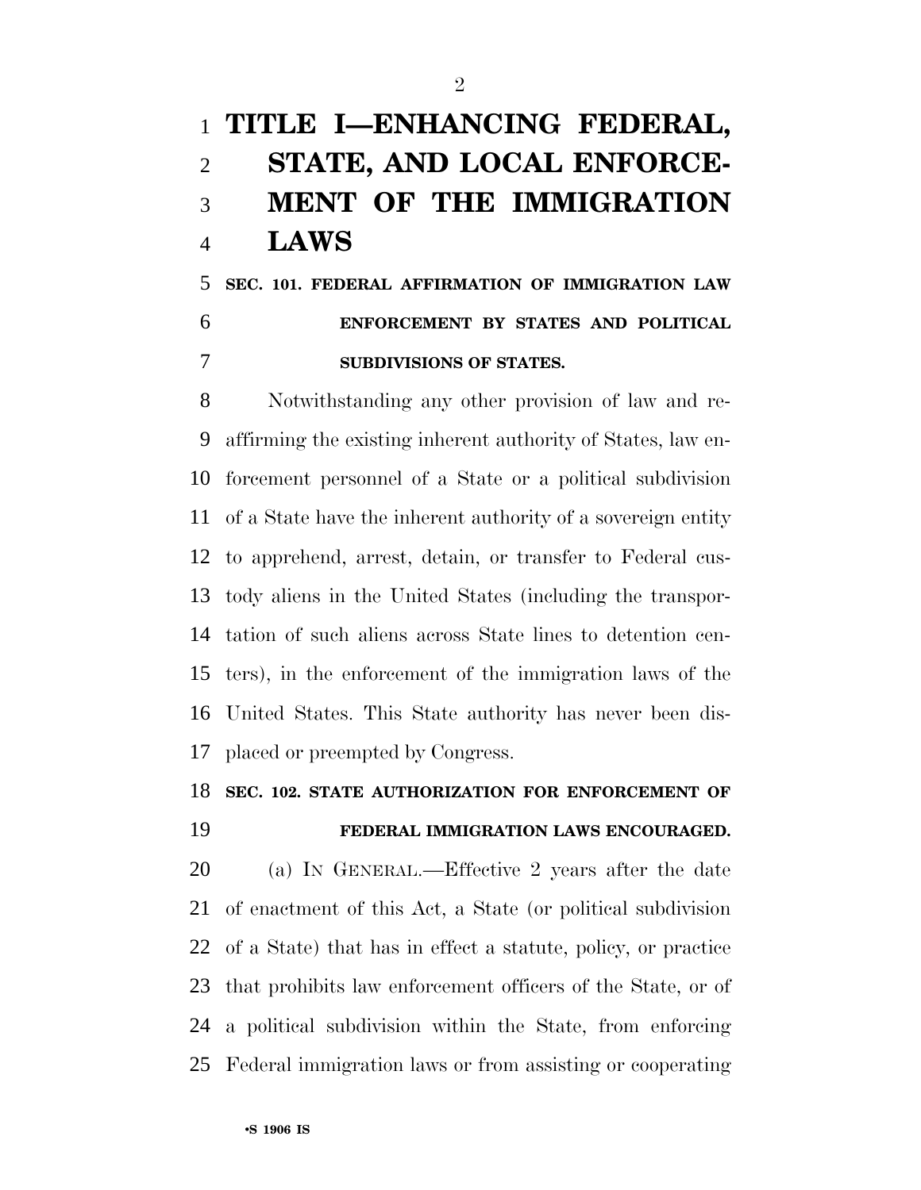# TITLE I—ENHANCING FEDERAL, STATE, AND LOCAL ENFORCEMENT OF THE IMMIGRATION LAWS

### SEC. 101. FEDERAL AFFIRMATION OF IMMIGRATION LAW ENFORCEMENT BY STATES AND POLITICAL SUBDIVISIONS OF STATES.

Notwithstanding any other provision of law and reaffirming the existing inherent authority of States, law enforcement personnel of a State or a political subdivision of a State have the inherent authority of a sovereign entity to apprehend, arrest, detain, or transfer to Federal custody aliens in the United States (including the transportation of such aliens across State lines to detention centers), in the enforcement of the immigration laws of the United States. This State authority has never been displaced or preempted by Congress.

### SEC. 102. STATE AUTHORIZATION FOR ENFORCEMENT OF FEDERAL IMMIGRATION LAWS ENCOURAGED.

(a) IN GENERAL.—Effective 2 years after the date of enactment of this Act, a State (or political subdivision of a State) that has in effect a statute, policy, or practice that prohibits law enforcement officers of the State, or of a political subdivision within the State, from enforcing Federal immigration laws or from assisting or cooperating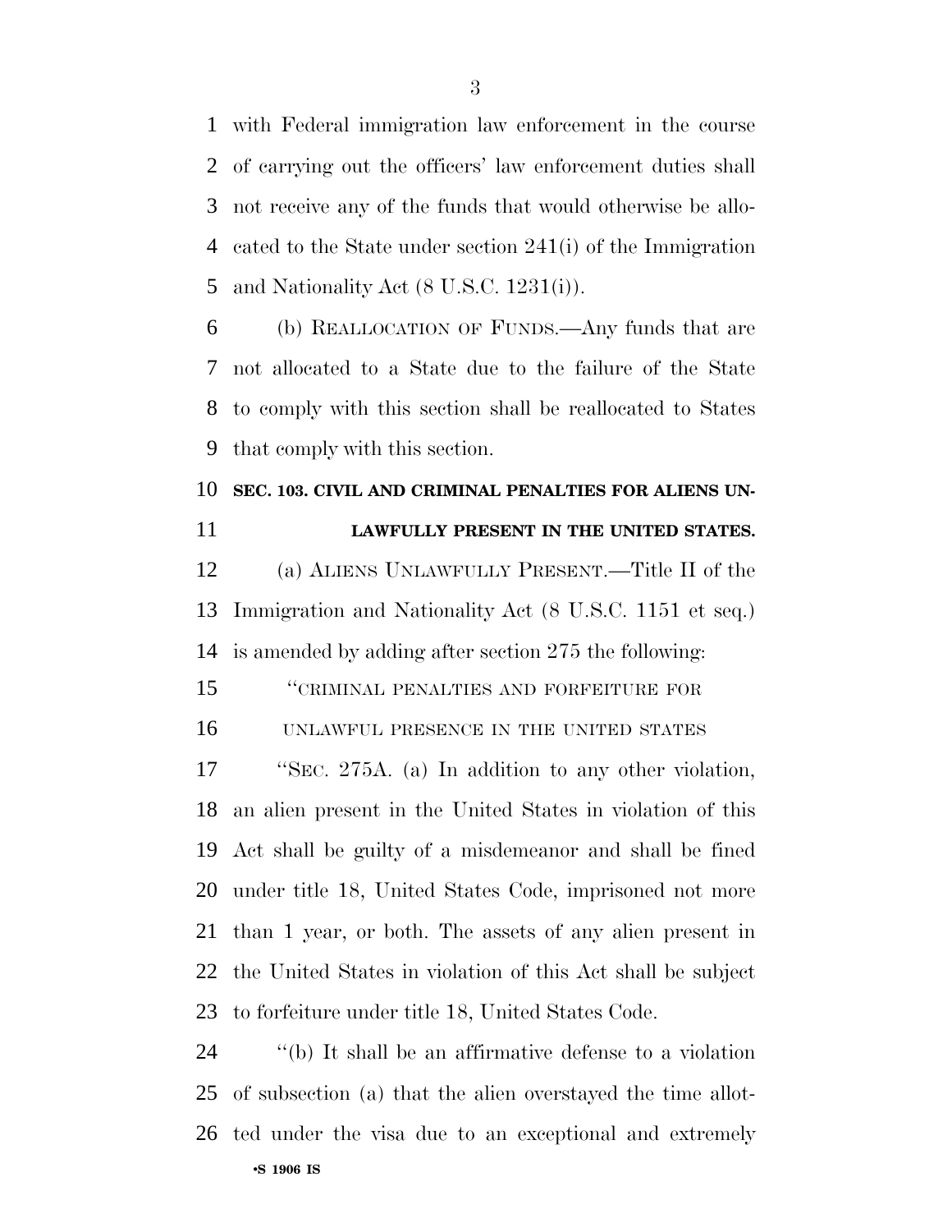with Federal immigration law enforcement in the course of carrying out the officers' law enforcement duties shall not receive any of the funds that would otherwise be allocated to the State under section 241(i) of the Immigration and Nationality Act (8 U.S.C. 1231(i)).

(b) REALLOCATION OF FUNDS.—Any funds that are not allocated to a State due to the failure of the State to comply with this section shall be reallocated to States that comply with this section.

**SEC. 103. CIVIL AND CRIMINAL PENALTIES FOR ALIENS UNLAWFULLY PRESENT IN THE UNITED STATES.**

(a) ALIENS UNLAWFULLY PRESENT.—Title II of the Immigration and Nationality Act (8 U.S.C. 1151 et seq.) is amended by adding after section 275 the following:

"CRIMINAL PENALTIES AND FORFEITURE FOR UNLAWFUL PRESENCE IN THE UNITED STATES

"SEC. 275A. (a) In addition to any other violation, an alien present in the United States in violation of this Act shall be guilty of a misdemeanor and shall be fined under title 18, United States Code, imprisoned not more than 1 year, or both. The assets of any alien present in the United States in violation of this Act shall be subject to forfeiture under title 18, United States Code.

"(b) It shall be an affirmative defense to a violation of subsection (a) that the alien overstayed the time allotted under the visa due to an exceptional and extremely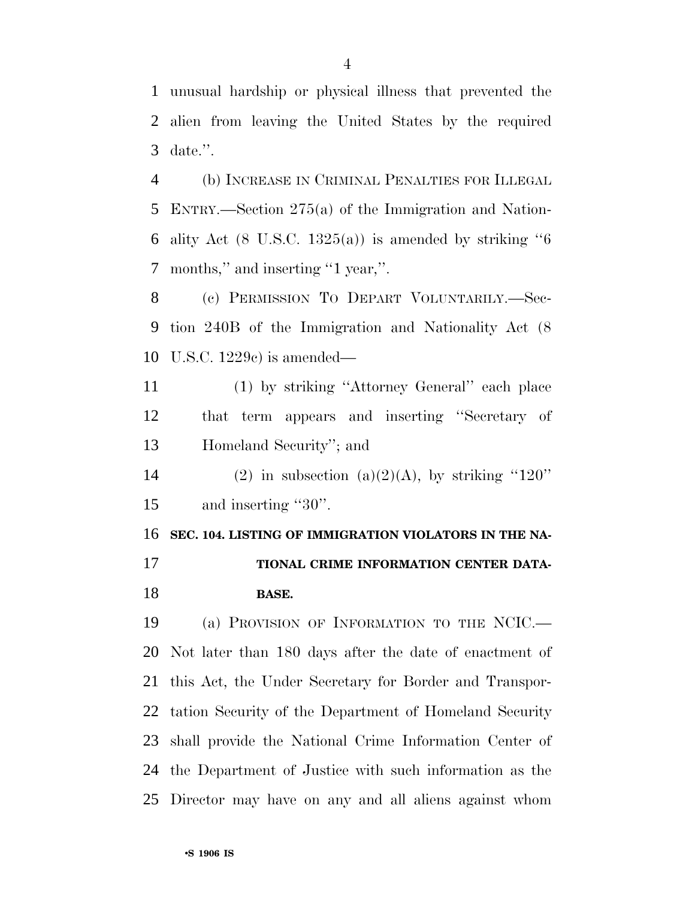unusual hardship or physical illness that prevented the alien from leaving the United States by the required date.''.

(b) INCREASE IN CRIMINAL PENALTIES FOR ILLEGAL ENTRY.—Section 275(a) of the Immigration and Nationality Act (8 U.S.C. 1325(a)) is amended by striking ''6 months,'' and inserting ''1 year,''.

(c) PERMISSION TO DEPART VOLUNTARILY.—Section 240B of the Immigration and Nationality Act (8 U.S.C. 1229c) is amended—

(1) by striking ''Attorney General'' each place that term appears and inserting ''Secretary of Homeland Security''; and

(2) in subsection (a)(2)(A), by striking ''120'' and inserting ''30''.

**SEC. 104. LISTING OF IMMIGRATION VIOLATORS IN THE NATIONAL CRIME INFORMATION CENTER DATABASE.**

(a) PROVISION OF INFORMATION TO THE NCIC.—Not later than 180 days after the date of enactment of this Act, the Under Secretary for Border and Transportation Security of the Department of Homeland Security shall provide the National Crime Information Center of the Department of Justice with such information as the Director may have on any and all aliens against whom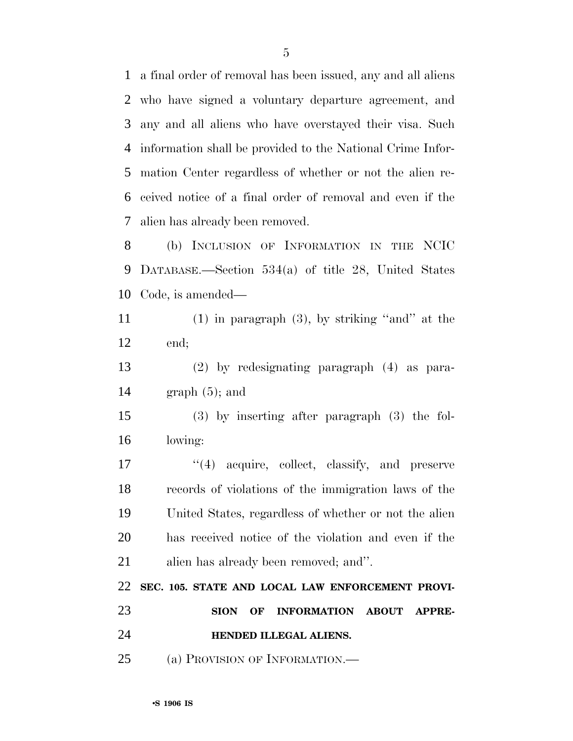a final order of removal has been issued, any and all aliens who have signed a voluntary departure agreement, and any and all aliens who have overstayed their visa. Such information shall be provided to the National Crime Information Center regardless of whether or not the alien received notice of a final order of removal and even if the alien has already been removed.

(b) INCLUSION OF INFORMATION IN THE NCIC DATABASE.—Section 534(a) of title 28, United States Code, is amended—

(1) in paragraph (3), by striking "and" at the end;

(2) by redesignating paragraph (4) as paragraph (5); and

(3) by inserting after paragraph (3) the following:

"(4) acquire, collect, classify, and preserve records of violations of the immigration laws of the United States, regardless of whether or not the alien has received notice of the violation and even if the alien has already been removed; and".

**SEC. 105. STATE AND LOCAL LAW ENFORCEMENT PROVISION OF INFORMATION ABOUT APPREHENDED ILLEGAL ALIENS.**

(a) PROVISION OF INFORMATION.—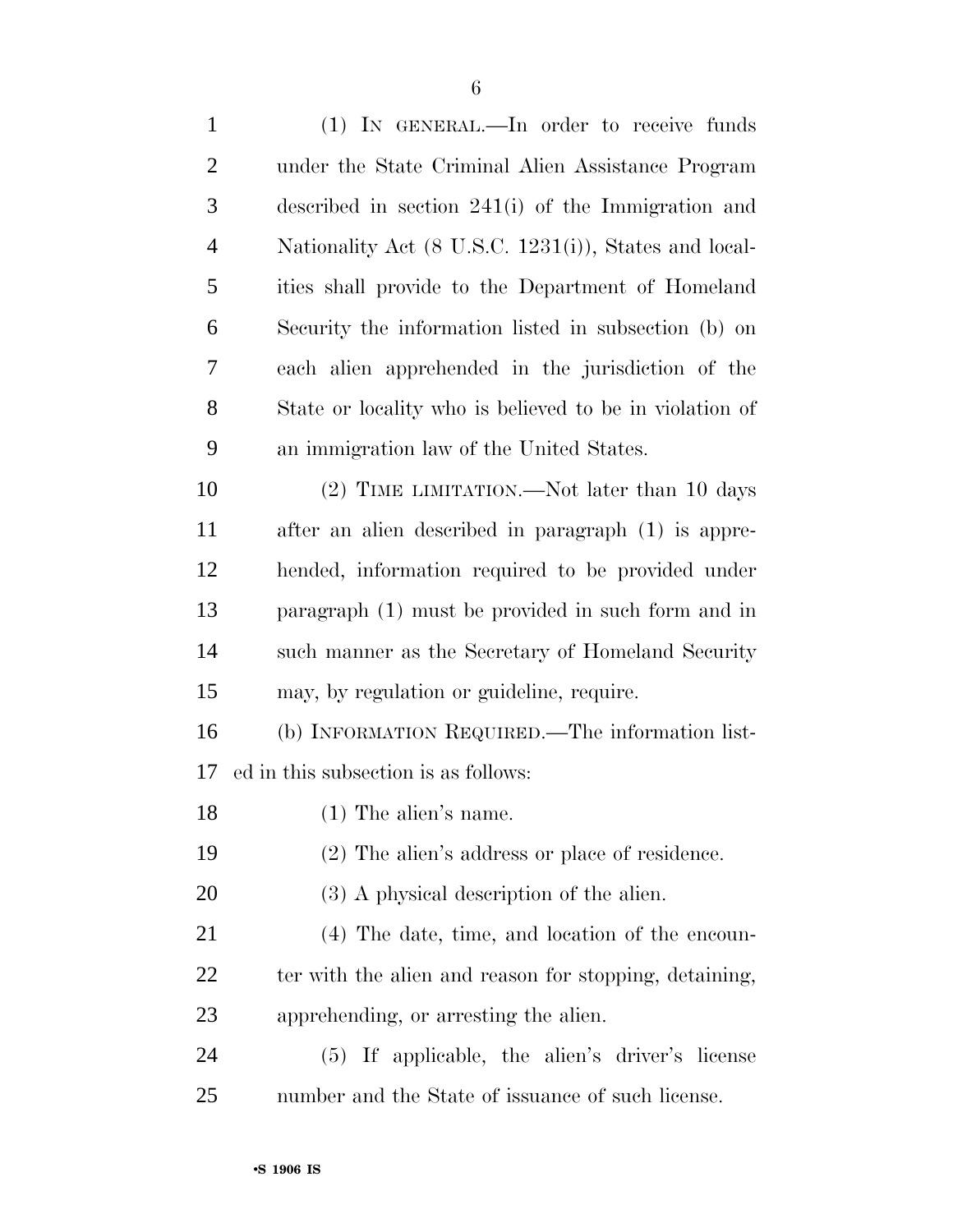(1) IN GENERAL.—In order to receive funds under the State Criminal Alien Assistance Program described in section 241(i) of the Immigration and Nationality Act (8 U.S.C. 1231(i)), States and localities shall provide to the Department of Homeland Security the information listed in subsection (b) on each alien apprehended in the jurisdiction of the State or locality who is believed to be in violation of an immigration law of the United States.

(2) TIME LIMITATION.—Not later than 10 days after an alien described in paragraph (1) is apprehended, information required to be provided under paragraph (1) must be provided in such form and in such manner as the Secretary of Homeland Security may, by regulation or guideline, require.

(b) INFORMATION REQUIRED.—The information listed in this subsection is as follows:

(1) The alien's name.

(2) The alien's address or place of residence.

(3) A physical description of the alien.

(4) The date, time, and location of the encounter with the alien and reason for stopping, detaining, apprehending, or arresting the alien.

(5) If applicable, the alien's driver's license number and the State of issuance of such license.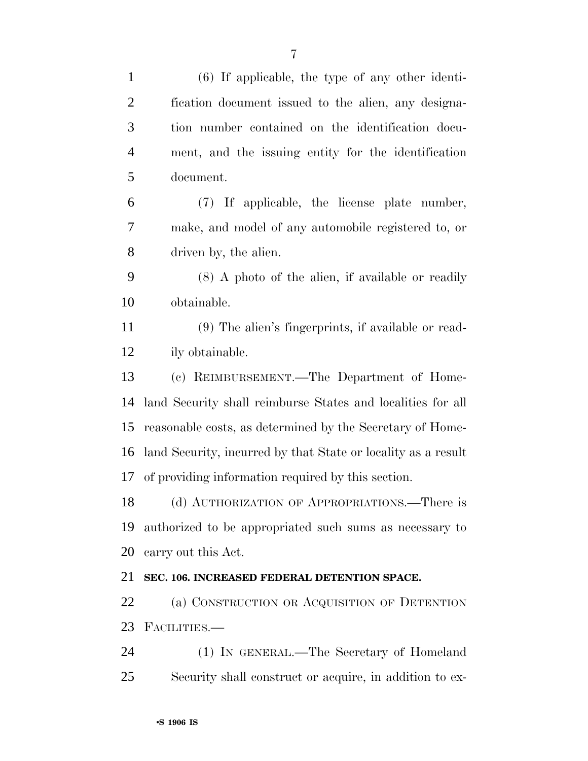(6) If applicable, the type of any other identification document issued to the alien, any designation number contained on the identification document, and the issuing entity for the identification document.

(7) If applicable, the license plate number, make, and model of any automobile registered to, or driven by, the alien.

(8) A photo of the alien, if available or readily obtainable.

(9) The alien's fingerprints, if available or readily obtainable.

(c) REIMBURSEMENT.—The Department of Homeland Security shall reimburse States and localities for all reasonable costs, as determined by the Secretary of Homeland Security, incurred by that State or locality as a result of providing information required by this section.

(d) AUTHORIZATION OF APPROPRIATIONS.—There is authorized to be appropriated such sums as necessary to carry out this Act.

**SEC. 106. INCREASED FEDERAL DETENTION SPACE.**

(a) CONSTRUCTION OR ACQUISITION OF DETENTION FACILITIES.—

(1) IN GENERAL.—The Secretary of Homeland Security shall construct or acquire, in addition to ex-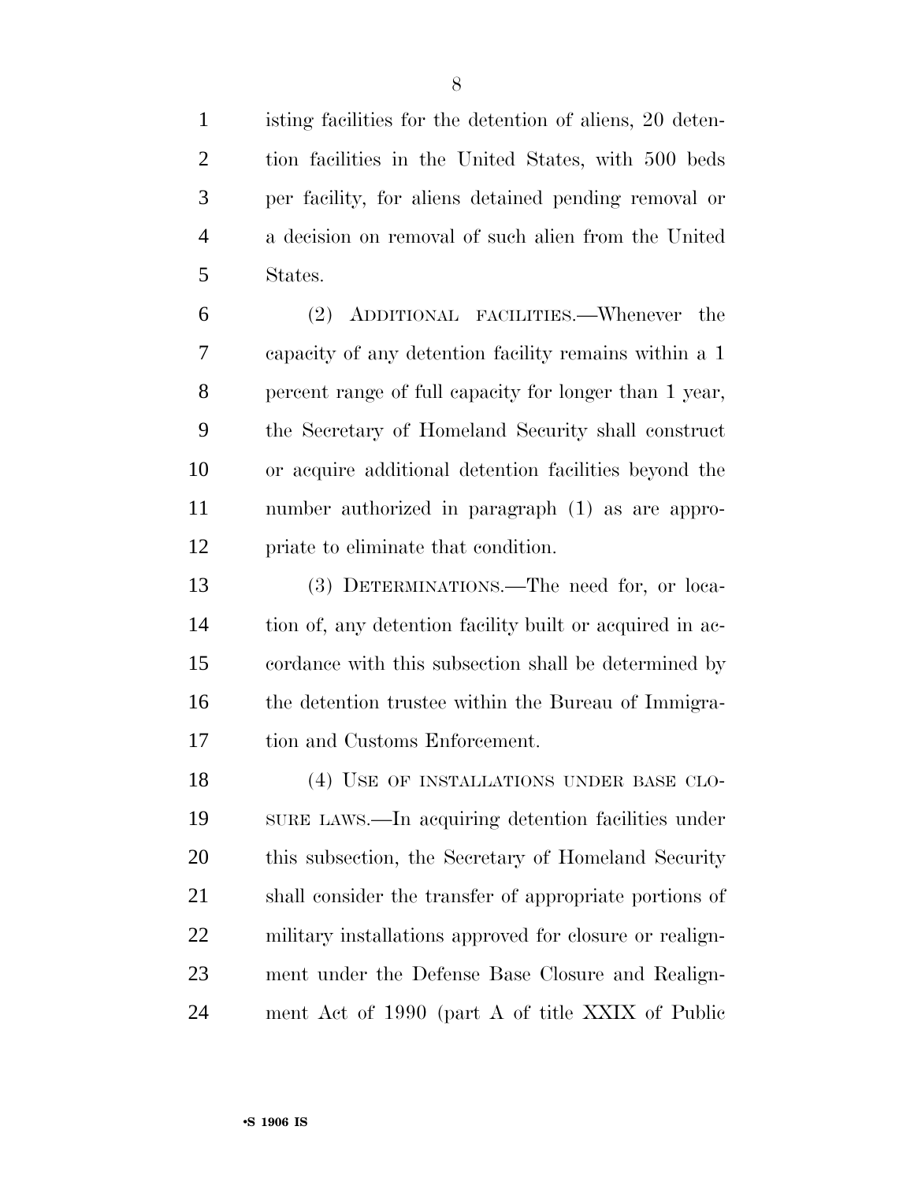isting facilities for the detention of aliens, 20 detention facilities in the United States, with 500 beds per facility, for aliens detained pending removal or a decision on removal of such alien from the United States.

(2) ADDITIONAL FACILITIES.—Whenever the capacity of any detention facility remains within a 1 percent range of full capacity for longer than 1 year, the Secretary of Homeland Security shall construct or acquire additional detention facilities beyond the number authorized in paragraph (1) as are appropriate to eliminate that condition.

(3) DETERMINATIONS.—The need for, or location of, any detention facility built or acquired in accordance with this subsection shall be determined by the detention trustee within the Bureau of Immigration and Customs Enforcement.

(4) USE OF INSTALLATIONS UNDER BASE CLOSURE LAWS.—In acquiring detention facilities under this subsection, the Secretary of Homeland Security shall consider the transfer of appropriate portions of military installations approved for closure or realignment under the Defense Base Closure and Realignment Act of 1990 (part A of title XXIX of Public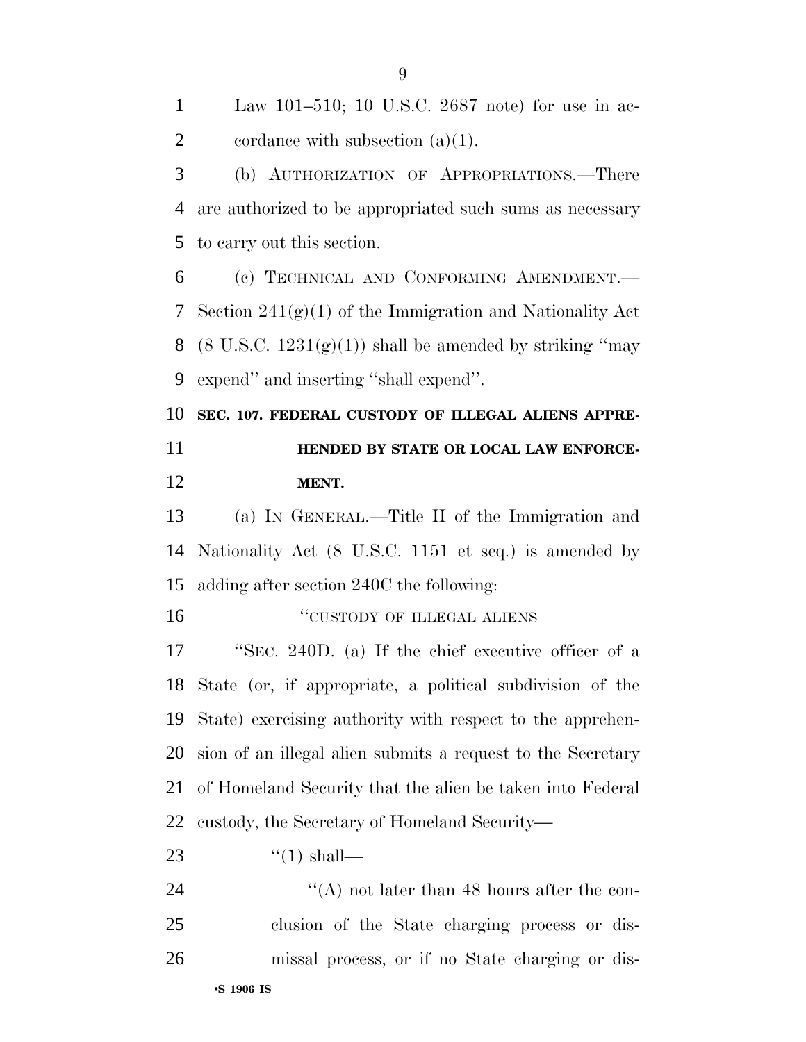Law 101–510; 10 U.S.C. 2687 note) for use in accordance with subsection (a)(1).

(b) AUTHORIZATION OF APPROPRIATIONS.—There are authorized to be appropriated such sums as necessary to carry out this section.

(c) TECHNICAL AND CONFORMING AMENDMENT.—Section 241(g)(1) of the Immigration and Nationality Act (8 U.S.C. 1231(g)(1)) shall be amended by striking ''may expend'' and inserting ''shall expend''.

**SEC. 107. FEDERAL CUSTODY OF ILLEGAL ALIENS APPREHENDED BY STATE OR LOCAL LAW ENFORCEMENT.**

(a) IN GENERAL.—Title II of the Immigration and Nationality Act (8 U.S.C. 1151 et seq.) is amended by adding after section 240C the following:

''CUSTODY OF ILLEGAL ALIENS

''SEC. 240D. (a) If the chief executive officer of a State (or, if appropriate, a political subdivision of the State) exercising authority with respect to the apprehension of an illegal alien submits a request to the Secretary of Homeland Security that the alien be taken into Federal custody, the Secretary of Homeland Security—

''(1) shall—

''(A) not later than 48 hours after the conclusion of the State charging process or dismissal process, or if no State charging or dis-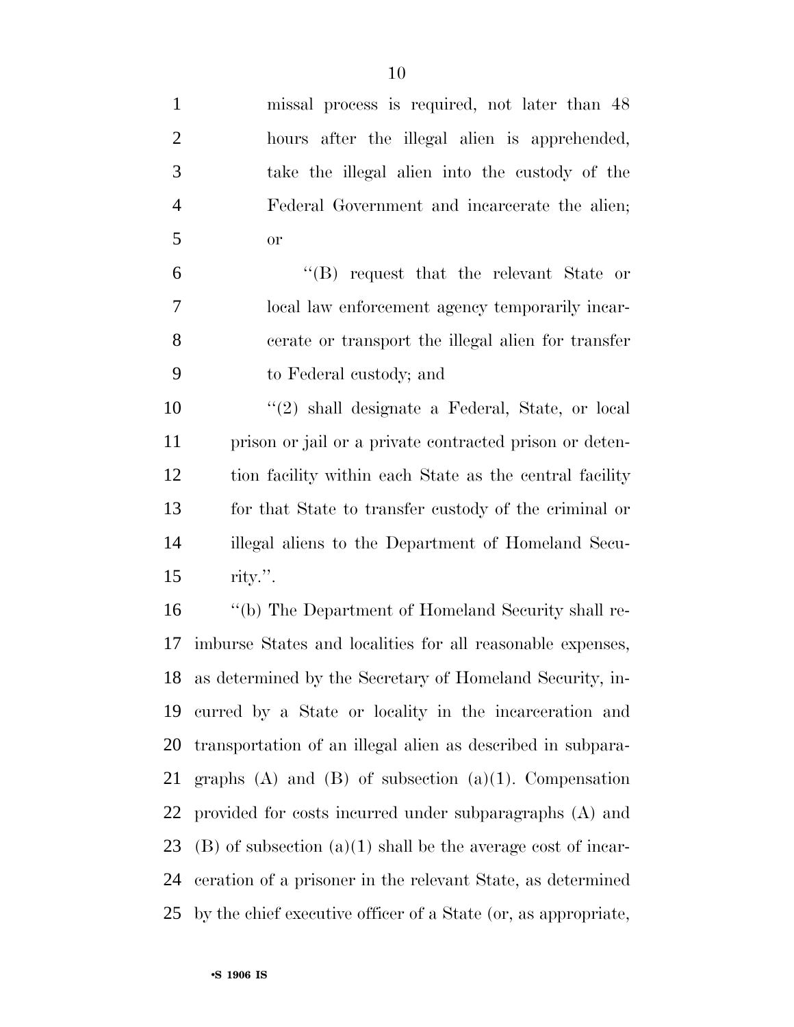missal process is required, not later than 48 hours after the illegal alien is apprehended, take the illegal alien into the custody of the Federal Government and incarcerate the alien; or

''(B) request that the relevant State or local law enforcement agency temporarily incarcerate or transport the illegal alien for transfer to Federal custody; and

''(2) shall designate a Federal, State, or local prison or jail or a private contracted prison or detention facility within each State as the central facility for that State to transfer custody of the criminal or illegal aliens to the Department of Homeland Security.''.

''(b) The Department of Homeland Security shall reimburse States and localities for all reasonable expenses, as determined by the Secretary of Homeland Security, incurred by a State or locality in the incarceration and transportation of an illegal alien as described in subparagraphs (A) and (B) of subsection (a)(1). Compensation provided for costs incurred under subparagraphs (A) and (B) of subsection (a)(1) shall be the average cost of incarceration of a prisoner in the relevant State, as determined by the chief executive officer of a State (or, as appropriate,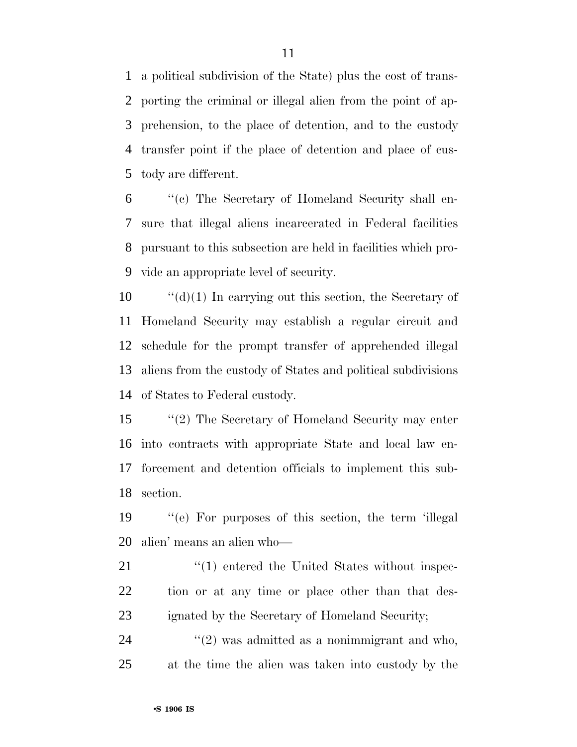a political subdivision of the State) plus the cost of transporting the criminal or illegal alien from the point of apprehension, to the place of detention, and to the custody transfer point if the place of detention and place of custody are different.

"(c) The Secretary of Homeland Security shall ensure that illegal aliens incarcerated in Federal facilities pursuant to this subsection are held in facilities which provide an appropriate level of security.

"(d)(1) In carrying out this section, the Secretary of Homeland Security may establish a regular circuit and schedule for the prompt transfer of apprehended illegal aliens from the custody of States and political subdivisions of States to Federal custody.

"(2) The Secretary of Homeland Security may enter into contracts with appropriate State and local law enforcement and detention officials to implement this subsection.

"(e) For purposes of this section, the term 'illegal alien' means an alien who—

"(1) entered the United States without inspection or at any time or place other than that designated by the Secretary of Homeland Security;

"(2) was admitted as a nonimmigrant and who, at the time the alien was taken into custody by the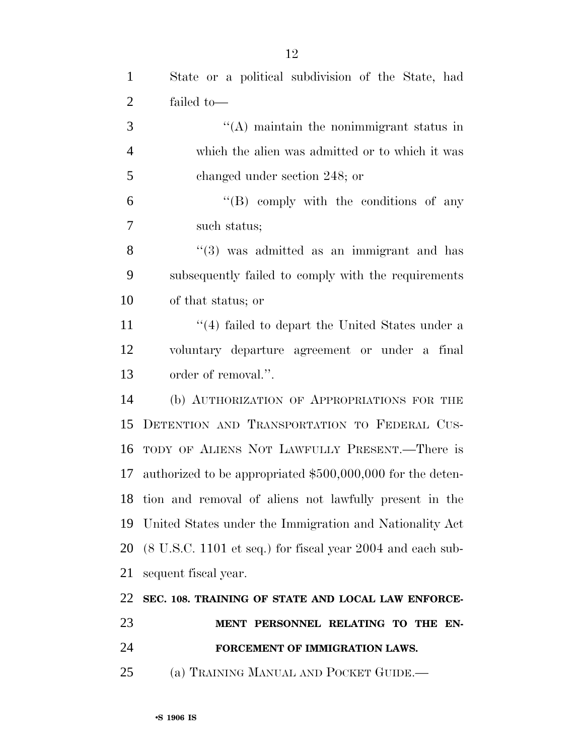State or a political subdivision of the State, had failed to—

"(A) maintain the nonimmigrant status in which the alien was admitted or to which it was changed under section 248; or

"(B) comply with the conditions of any such status;

"(3) was admitted as an immigrant and has subsequently failed to comply with the requirements of that status; or

"(4) failed to depart the United States under a voluntary departure agreement or under a final order of removal.".

(b) AUTHORIZATION OF APPROPRIATIONS FOR THE DETENTION AND TRANSPORTATION TO FEDERAL CUSTODY OF ALIENS NOT LAWFULLY PRESENT.—There is authorized to be appropriated $500,000,000 for the detention and removal of aliens not lawfully present in the United States under the Immigration and Nationality Act (8 U.S.C. 1101 et seq.) for fiscal year 2004 and each subsequent fiscal year.

**SEC. 108. TRAINING OF STATE AND LOCAL LAW ENFORCEMENT PERSONNEL RELATING TO THE ENFORCEMENT OF IMMIGRATION LAWS.**

(a) TRAINING MANUAL AND POCKET GUIDE.—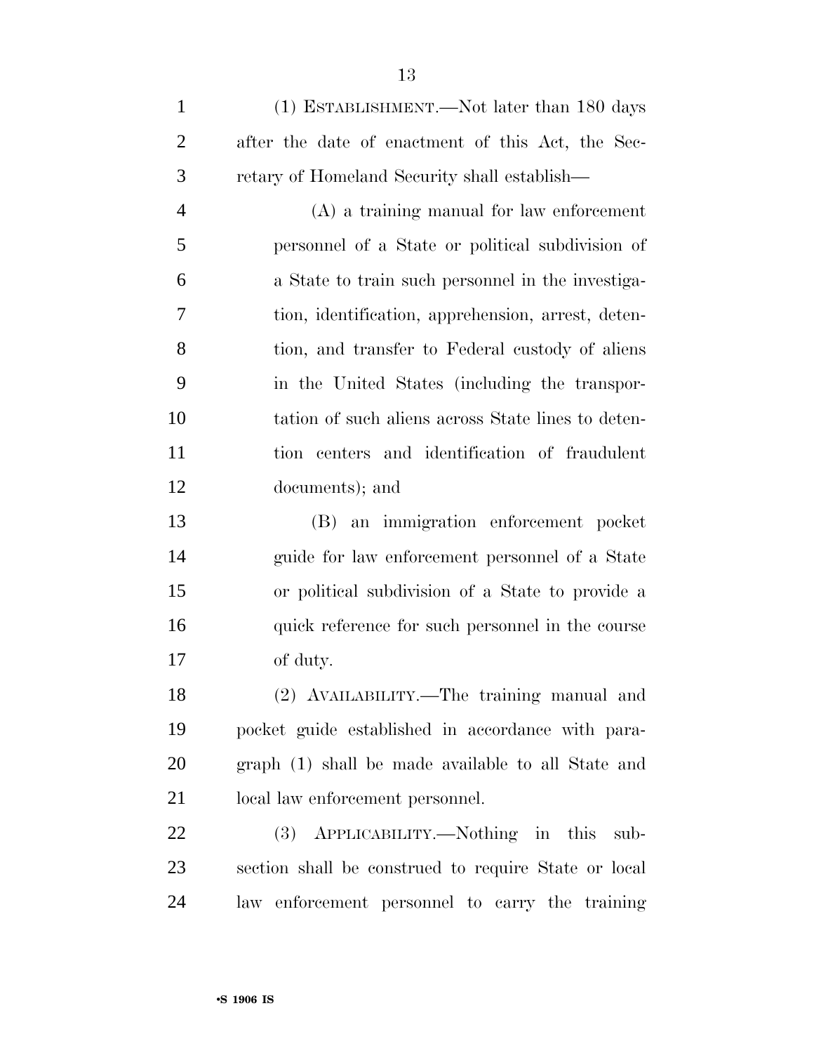(1) ESTABLISHMENT.—Not later than 180 days after the date of enactment of this Act, the Secretary of Homeland Security shall establish—

(A) a training manual for law enforcement personnel of a State or political subdivision of a State to train such personnel in the investigation, identification, apprehension, arrest, detention, and transfer to Federal custody of aliens in the United States (including the transportation of such aliens across State lines to detention centers and identification of fraudulent documents); and

(B) an immigration enforcement pocket guide for law enforcement personnel of a State or political subdivision of a State to provide a quick reference for such personnel in the course of duty.

(2) AVAILABILITY.—The training manual and pocket guide established in accordance with paragraph (1) shall be made available to all State and local law enforcement personnel.

(3) APPLICABILITY.—Nothing in this subsection shall be construed to require State or local law enforcement personnel to carry the training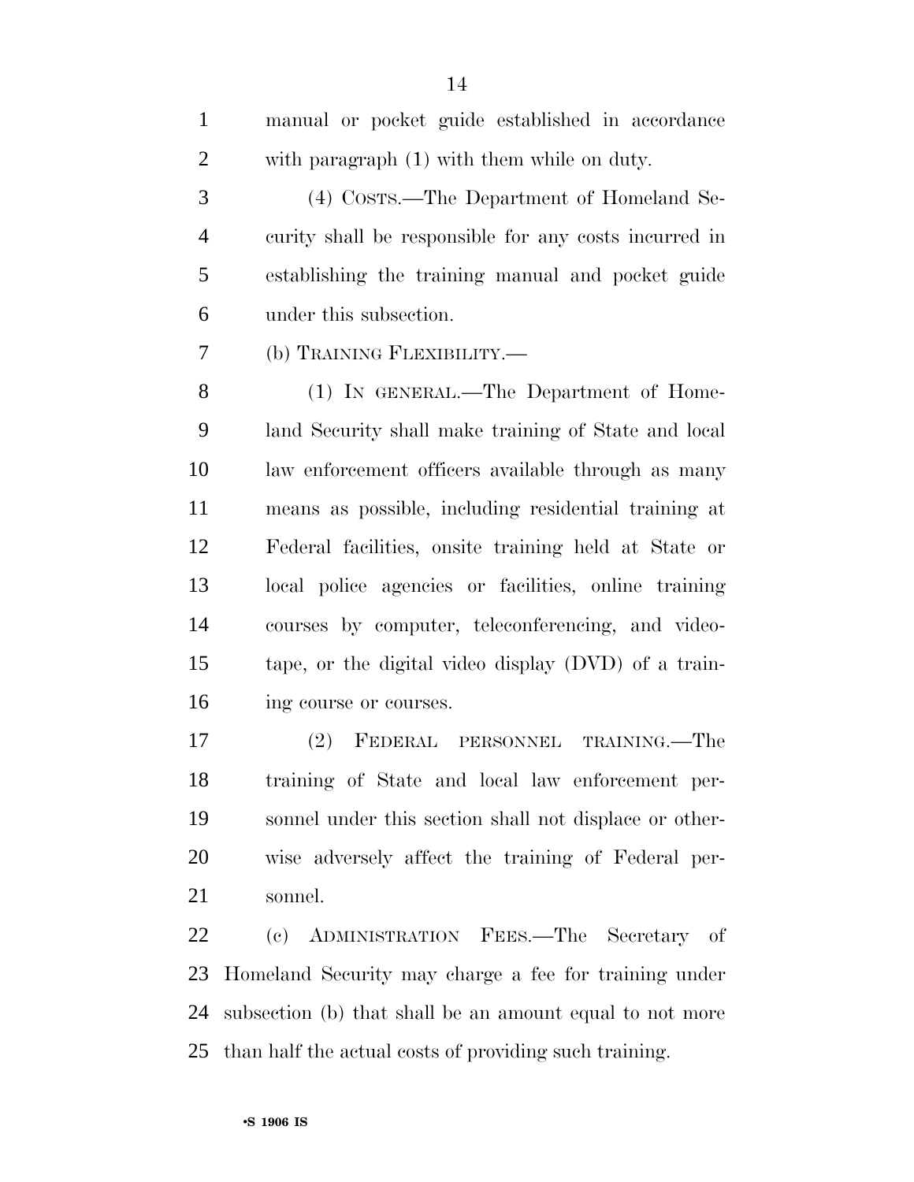manual or pocket guide established in accordance with paragraph (1) with them while on duty.

(4) COSTS.—The Department of Homeland Security shall be responsible for any costs incurred in establishing the training manual and pocket guide under this subsection.

(b) TRAINING FLEXIBILITY.—

(1) IN GENERAL.—The Department of Homeland Security shall make training of State and local law enforcement officers available through as many means as possible, including residential training at Federal facilities, onsite training held at State or local police agencies or facilities, online training courses by computer, teleconferencing, and videotape, or the digital video display (DVD) of a training course or courses.

(2) FEDERAL PERSONNEL TRAINING.—The training of State and local law enforcement personnel under this section shall not displace or otherwise adversely affect the training of Federal personnel.

(c) ADMINISTRATION FEES.—The Secretary of Homeland Security may charge a fee for training under subsection (b) that shall be an amount equal to not more than half the actual costs of providing such training.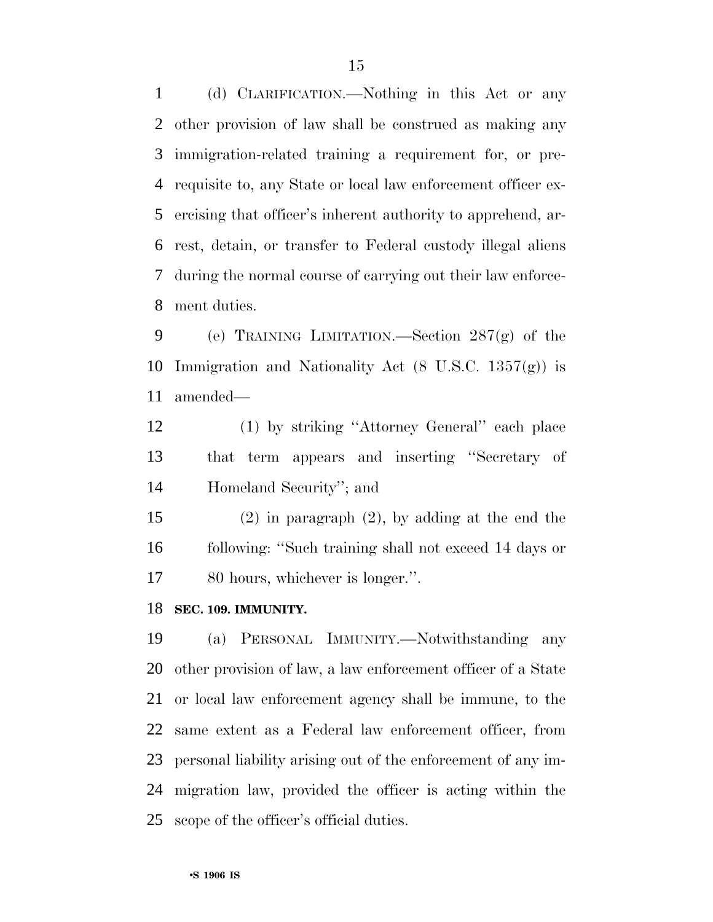(d) CLARIFICATION.—Nothing in this Act or any other provision of law shall be construed as making any immigration-related training a requirement for, or prerequisite to, any State or local law enforcement officer exercising that officer's inherent authority to apprehend, arrest, detain, or transfer to Federal custody illegal aliens during the normal course of carrying out their law enforcement duties.

(e) TRAINING LIMITATION.—Section 287(g) of the Immigration and Nationality Act (8 U.S.C. 1357(g)) is amended—

(1) by striking ''Attorney General'' each place that term appears and inserting ''Secretary of Homeland Security''; and

(2) in paragraph (2), by adding at the end the following: ''Such training shall not exceed 14 days or 80 hours, whichever is longer.''.

**SEC. 109. IMMUNITY.**

(a) PERSONAL IMMUNITY.—Notwithstanding any other provision of law, a law enforcement officer of a State or local law enforcement agency shall be immune, to the same extent as a Federal law enforcement officer, from personal liability arising out of the enforcement of any immigration law, provided the officer is acting within the scope of the officer's official duties.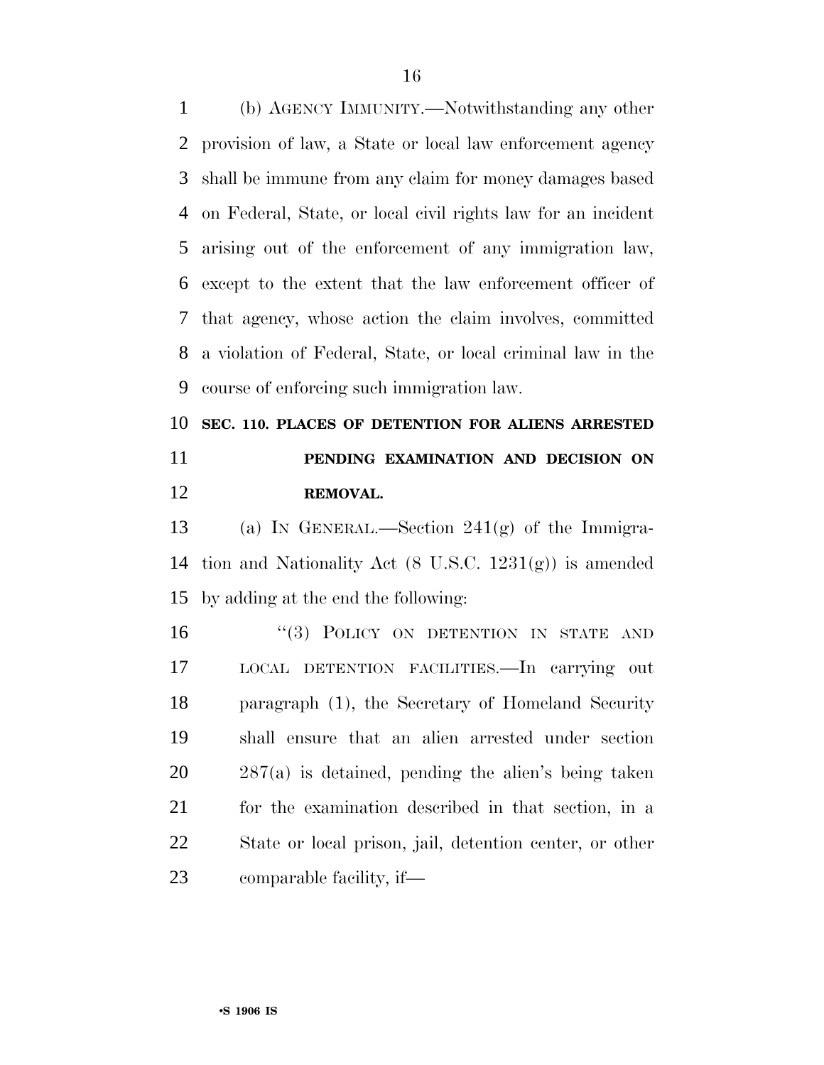(b) AGENCY IMMUNITY.—Notwithstanding any other provision of law, a State or local law enforcement agency shall be immune from any claim for money damages based on Federal, State, or local civil rights law for an incident arising out of the enforcement of any immigration law, except to the extent that the law enforcement officer of that agency, whose action the claim involves, committed a violation of Federal, State, or local criminal law in the course of enforcing such immigration law.

**SEC. 110. PLACES OF DETENTION FOR ALIENS ARRESTED PENDING EXAMINATION AND DECISION ON REMOVAL.**

(a) IN GENERAL.—Section 241(g) of the Immigration and Nationality Act (8 U.S.C. 1231(g)) is amended by adding at the end the following:

"(3) POLICY ON DETENTION IN STATE AND LOCAL DETENTION FACILITIES.—In carrying out paragraph (1), the Secretary of Homeland Security shall ensure that an alien arrested under section 287(a) is detained, pending the alien's being taken for the examination described in that section, in a State or local prison, jail, detention center, or other comparable facility, if—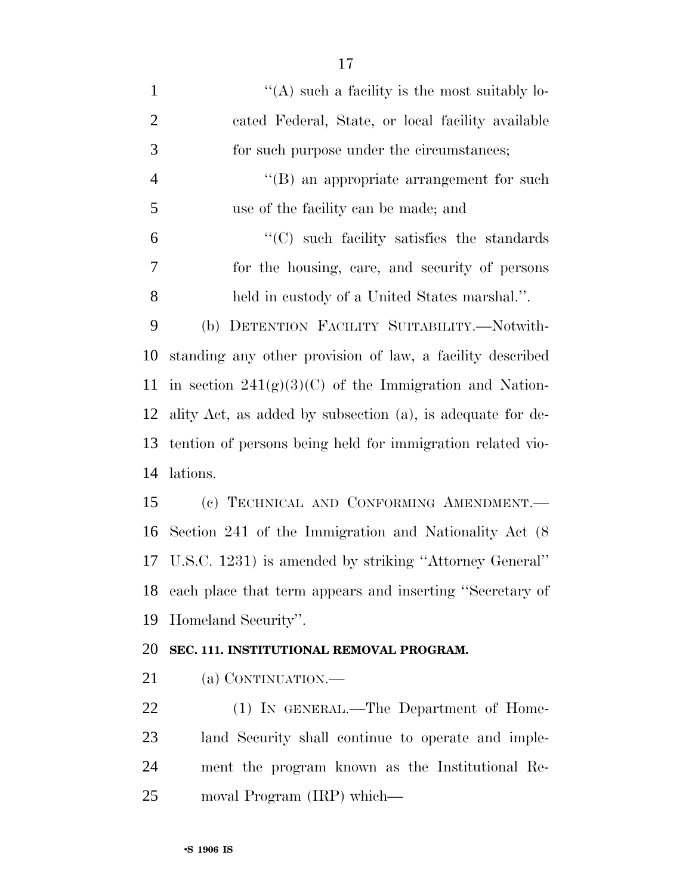''(A) such a facility is the most suitably located Federal, State, or local facility available for such purpose under the circumstances;

''(B) an appropriate arrangement for such use of the facility can be made; and

''(C) such facility satisfies the standards for the housing, care, and security of persons held in custody of a United States marshal.''.

(b) DETENTION FACILITY SUITABILITY.—Notwithstanding any other provision of law, a facility described in section 241(g)(3)(C) of the Immigration and Nationality Act, as added by subsection (a), is adequate for detention of persons being held for immigration related violations.

(c) TECHNICAL AND CONFORMING AMENDMENT.—Section 241 of the Immigration and Nationality Act (8 U.S.C. 1231) is amended by striking ''Attorney General'' each place that term appears and inserting ''Secretary of Homeland Security''.

**SEC. 111. INSTITUTIONAL REMOVAL PROGRAM.**

(a) CONTINUATION.—

(1) IN GENERAL.—The Department of Homeland Security shall continue to operate and implement the program known as the Institutional Removal Program (IRP) which—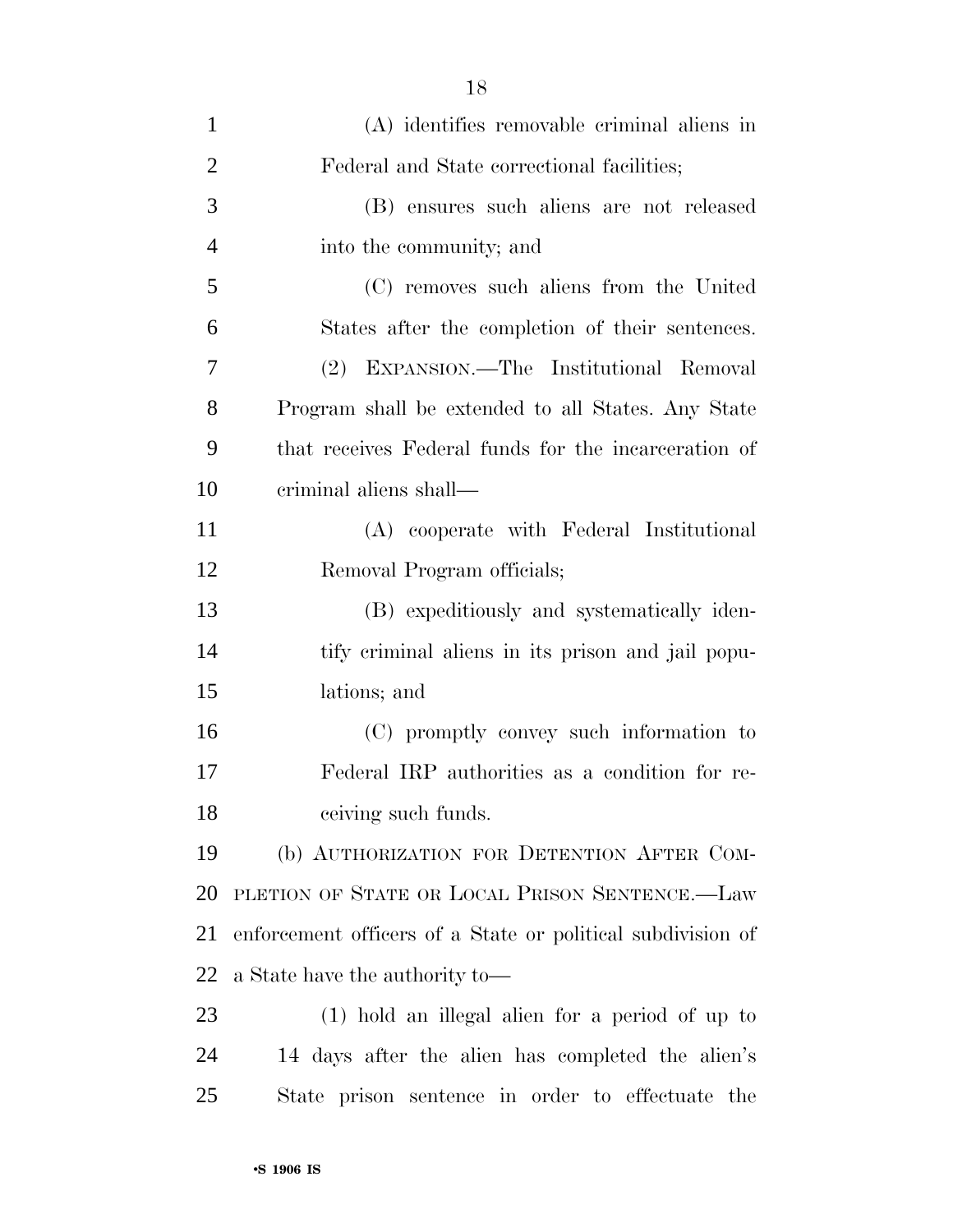(A) identifies removable criminal aliens in Federal and State correctional facilities;

(B) ensures such aliens are not released into the community; and

(C) removes such aliens from the United States after the completion of their sentences.

(2) EXPANSION.—The Institutional Removal Program shall be extended to all States. Any State that receives Federal funds for the incarceration of criminal aliens shall—

(A) cooperate with Federal Institutional Removal Program officials;

(B) expeditiously and systematically identify criminal aliens in its prison and jail populations; and

(C) promptly convey such information to Federal IRP authorities as a condition for receiving such funds.

(b) AUTHORIZATION FOR DETENTION AFTER COMPLETION OF STATE OR LOCAL PRISON SENTENCE.—Law enforcement officers of a State or political subdivision of a State have the authority to—

(1) hold an illegal alien for a period of up to 14 days after the alien has completed the alien's State prison sentence in order to effectuate the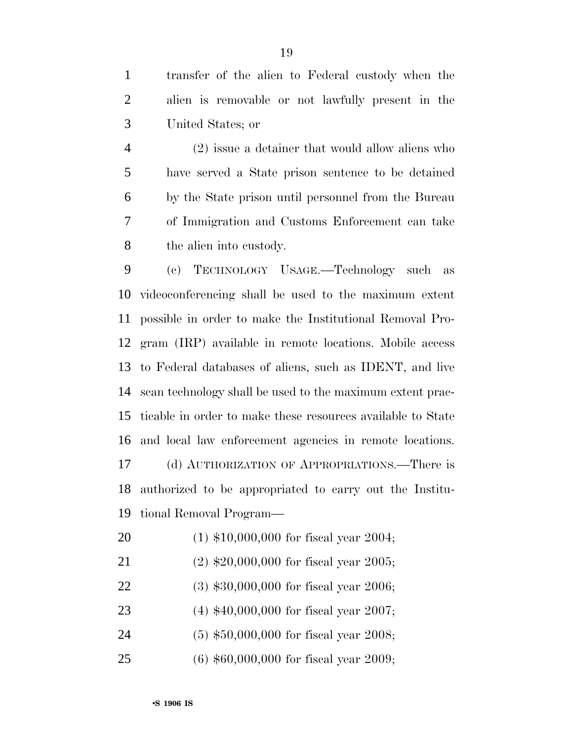transfer of the alien to Federal custody when the alien is removable or not lawfully present in the United States; or

(2) issue a detainer that would allow aliens who have served a State prison sentence to be detained by the State prison until personnel from the Bureau of Immigration and Customs Enforcement can take the alien into custody.

(c) TECHNOLOGY USAGE.—Technology such as videoconferencing shall be used to the maximum extent possible in order to make the Institutional Removal Program (IRP) available in remote locations. Mobile access to Federal databases of aliens, such as IDENT, and live scan technology shall be used to the maximum extent practicable in order to make these resources available to State and local law enforcement agencies in remote locations.

(d) AUTHORIZATION OF APPROPRIATIONS.—There is authorized to be appropriated to carry out the Institutional Removal Program—

(1) $10,000,000 for fiscal year 2004;

(2) $20,000,000 for fiscal year 2005;

(3) $30,000,000 for fiscal year 2006;

(4) $40,000,000 for fiscal year 2007;

(5) $50,000,000 for fiscal year 2008;

(6) $60,000,000 for fiscal year 2009;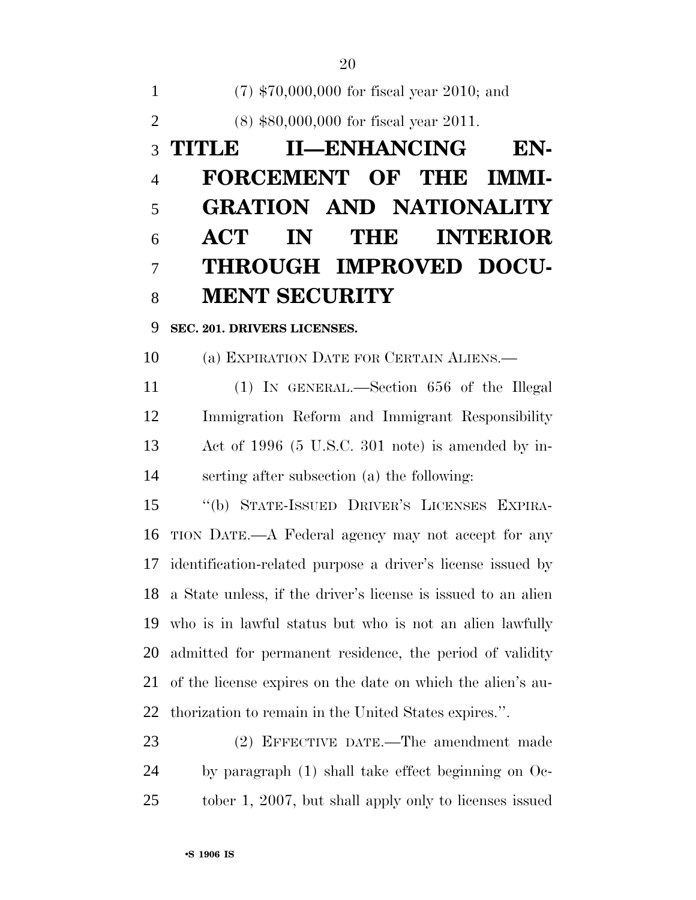(7) $70,000,000 for fiscal year 2010; and

(8) $80,000,000 for fiscal year 2011.

# TITLE II—ENHANCING ENFORCEMENT OF THE IMMIGRATION AND NATIONALITY ACT IN THE INTERIOR THROUGH IMPROVED DOCUMENT SECURITY

**SEC. 201. DRIVERS LICENSES.**

(a) EXPIRATION DATE FOR CERTAIN ALIENS.—

(1) IN GENERAL.—Section 656 of the Illegal Immigration Reform and Immigrant Responsibility Act of 1996 (5 U.S.C. 301 note) is amended by inserting after subsection (a) the following:

"(b) STATE-ISSUED DRIVER'S LICENSES EXPIRATION DATE.—A Federal agency may not accept for any identification-related purpose a driver's license issued by a State unless, if the driver's license is issued to an alien who is in lawful status but who is not an alien lawfully admitted for permanent residence, the period of validity of the license expires on the date on which the alien's authorization to remain in the United States expires.".

(2) EFFECTIVE DATE.—The amendment made by paragraph (1) shall take effect beginning on October 1, 2007, but shall apply only to licenses issued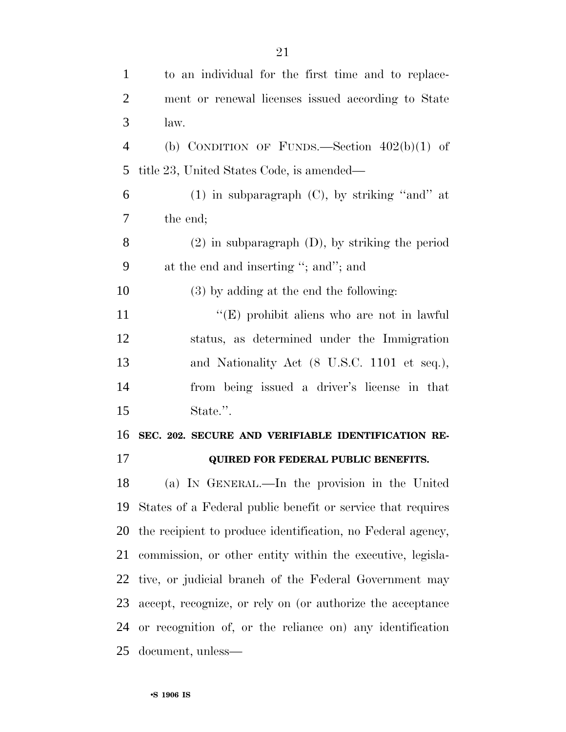to an individual for the first time and to replacement or renewal licenses issued according to State law.

(b) CONDITION OF FUNDS.—Section 402(b)(1) of title 23, United States Code, is amended—

(1) in subparagraph (C), by striking "and" at the end;

(2) in subparagraph (D), by striking the period at the end and inserting "; and"; and

(3) by adding at the end the following:

"(E) prohibit aliens who are not in lawful status, as determined under the Immigration and Nationality Act (8 U.S.C. 1101 et seq.), from being issued a driver's license in that State.".

**SEC. 202. SECURE AND VERIFIABLE IDENTIFICATION REQUIRED FOR FEDERAL PUBLIC BENEFITS.**

(a) IN GENERAL.—In the provision in the United States of a Federal public benefit or service that requires the recipient to produce identification, no Federal agency, commission, or other entity within the executive, legislative, or judicial branch of the Federal Government may accept, recognize, or rely on (or authorize the acceptance or recognition of, or the reliance on) any identification document, unless—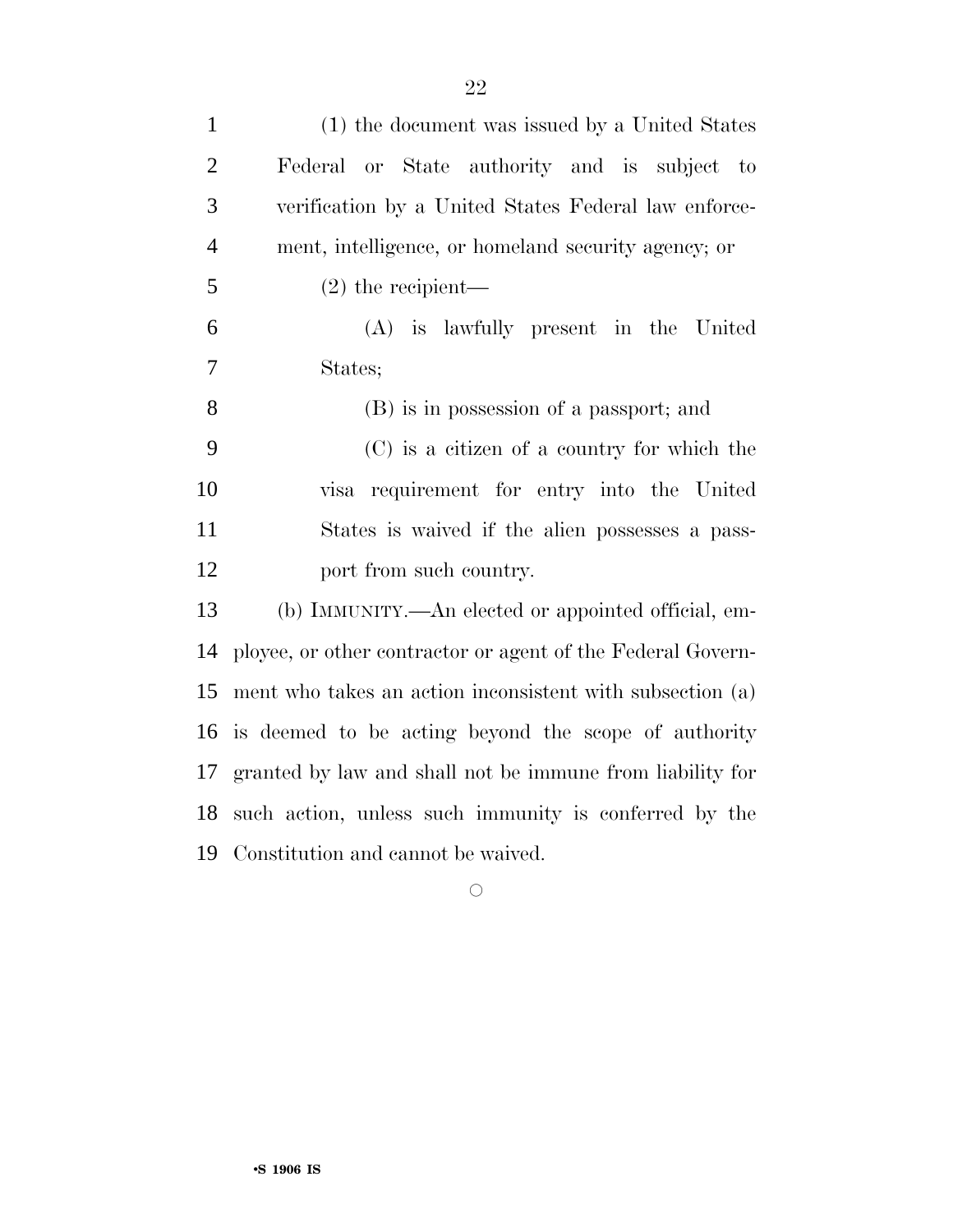(1) the document was issued by a United States Federal or State authority and is subject to verification by a United States Federal law enforcement, intelligence, or homeland security agency; or

(2) the recipient—

(A) is lawfully present in the United States;

(B) is in possession of a passport; and

(C) is a citizen of a country for which the visa requirement for entry into the United States is waived if the alien possesses a passport from such country.

(b) IMMUNITY.—An elected or appointed official, employee, or other contractor or agent of the Federal Government who takes an action inconsistent with subsection (a) is deemed to be acting beyond the scope of authority granted by law and shall not be immune from liability for such action, unless such immunity is conferred by the Constitution and cannot be waived.

○